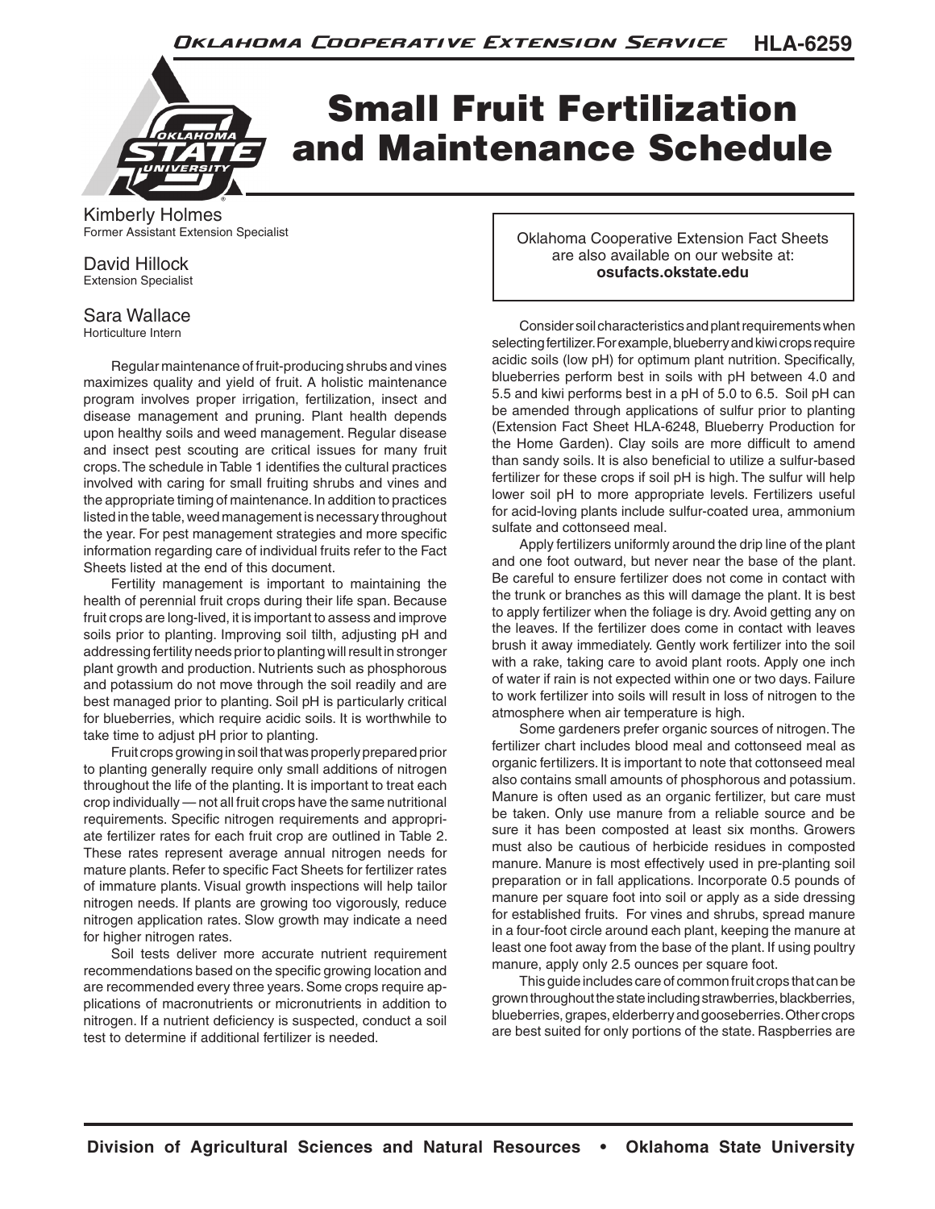Oklahoma Cooperative Extension Service HLA-6259

# Small Fruit Fertilization and Maintenance Schedule

Kimberly Holmes
Former Assistant Extension Specialist

David Hillock
Extension Specialist

Sara Wallace
Horticulture Intern

Oklahoma Cooperative Extension Fact Sheets are also available on our website at: **osufacts.okstate.edu**

Regular maintenance of fruit-producing shrubs and vines maximizes quality and yield of fruit. A holistic maintenance program involves proper irrigation, fertilization, insect and disease management and pruning. Plant health depends upon healthy soils and weed management. Regular disease and insect pest scouting are critical issues for many fruit crops. The schedule in Table 1 identifies the cultural practices involved with caring for small fruiting shrubs and vines and the appropriate timing of maintenance. In addition to practices listed in the table, weed management is necessary throughout the year. For pest management strategies and more specific information regarding care of individual fruits refer to the Fact Sheets listed at the end of this document.

Fertility management is important to maintaining the health of perennial fruit crops during their life span. Because fruit crops are long-lived, it is important to assess and improve soils prior to planting. Improving soil tilth, adjusting pH and addressing fertility needs prior to planting will result in stronger plant growth and production. Nutrients such as phosphorous and potassium do not move through the soil readily and are best managed prior to planting. Soil pH is particularly critical for blueberries, which require acidic soils. It is worthwhile to take time to adjust pH prior to planting.

Fruit crops growing in soil that was properly prepared prior to planting generally require only small additions of nitrogen throughout the life of the planting. It is important to treat each crop individually — not all fruit crops have the same nutritional requirements. Specific nitrogen requirements and appropriate fertilizer rates for each fruit crop are outlined in Table 2. These rates represent average annual nitrogen needs for mature plants. Refer to specific Fact Sheets for fertilizer rates of immature plants. Visual growth inspections will help tailor nitrogen needs. If plants are growing too vigorously, reduce nitrogen application rates. Slow growth may indicate a need for higher nitrogen rates.

Soil tests deliver more accurate nutrient requirement recommendations based on the specific growing location and are recommended every three years. Some crops require applications of macronutrients or micronutrients in addition to nitrogen. If a nutrient deficiency is suspected, conduct a soil test to determine if additional fertilizer is needed.

Consider soil characteristics and plant requirements when selecting fertilizer. For example, blueberry and kiwi crops require acidic soils (low pH) for optimum plant nutrition. Specifically, blueberries perform best in soils with pH between 4.0 and 5.5 and kiwi performs best in a pH of 5.0 to 6.5. Soil pH can be amended through applications of sulfur prior to planting (Extension Fact Sheet HLA-6248, Blueberry Production for the Home Garden). Clay soils are more difficult to amend than sandy soils. It is also beneficial to utilize a sulfur-based fertilizer for these crops if soil pH is high. The sulfur will help lower soil pH to more appropriate levels. Fertilizers useful for acid-loving plants include sulfur-coated urea, ammonium sulfate and cottonseed meal.

Apply fertilizers uniformly around the drip line of the plant and one foot outward, but never near the base of the plant. Be careful to ensure fertilizer does not come in contact with the trunk or branches as this will damage the plant. It is best to apply fertilizer when the foliage is dry. Avoid getting any on the leaves. If the fertilizer does come in contact with leaves brush it away immediately. Gently work fertilizer into the soil with a rake, taking care to avoid plant roots. Apply one inch of water if rain is not expected within one or two days. Failure to work fertilizer into soils will result in loss of nitrogen to the atmosphere when air temperature is high.

Some gardeners prefer organic sources of nitrogen. The fertilizer chart includes blood meal and cottonseed meal as organic fertilizers. It is important to note that cottonseed meal also contains small amounts of phosphorous and potassium. Manure is often used as an organic fertilizer, but care must be taken. Only use manure from a reliable source and be sure it has been composted at least six months. Growers must also be cautious of herbicide residues in composted manure. Manure is most effectively used in pre-planting soil preparation or in fall applications. Incorporate 0.5 pounds of manure per square foot into soil or apply as a side dressing for established fruits. For vines and shrubs, spread manure in a four-foot circle around each plant, keeping the manure at least one foot away from the base of the plant. If using poultry manure, apply only 2.5 ounces per square foot.

This guide includes care of common fruit crops that can be grown throughout the state including strawberries, blackberries, blueberries, grapes, elderberry and gooseberries. Other crops are best suited for only portions of the state. Raspberries are

Division of Agricultural Sciences and Natural Resources • Oklahoma State University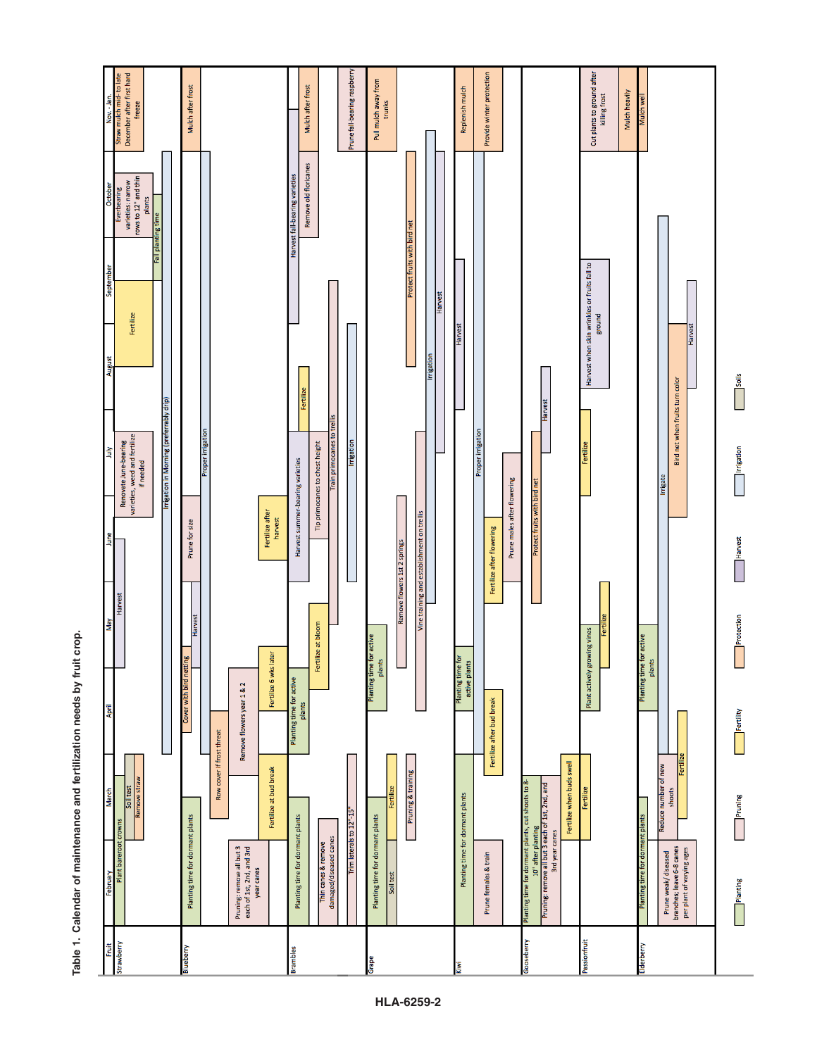**Table 1. Calendar of maintenance and fertilization needs by fruit crop.**

| Fruit | Activity | Category | Approximate timing |
|---|---|---|---|
| Strawberry | Plant bareroot crowns | Planting | February – March |
| Strawberry | Soil test | Soils | March |
| Strawberry | Remove straw | Protection | March |
| Strawberry | Irrigation in Morning (preferrably drip) | Irrigation | April – October |
| Strawberry | Harvest | Harvest | May – June |
| Strawberry | Renovate June-bearing varieties, weed and fertilize if needed | Pruning | July |
| Strawberry | Fertilize | Fertility | August – September |
| Strawberry | Fall planting time | Planting | September – October |
| Strawberry | Everbearing varieties: narrow rows to 12" and thin plants | Pruning | October |
| Strawberry | Straw mulch mid- to late December after first hard freeze | Protection | Nov. – Jan. |
| Blueberry | Planting time for dormant plants | Planting | February – March |
| Blueberry | Pruning: remove all but 3 each of 1st, 2nd, and 3rd year canes | Pruning | February |
| Blueberry | Fertilize at bud break | Fertility | March |
| Blueberry | Row cover if frost threat | Protection | March – April |
| Blueberry | Remove flowers year 1 & 2 | Pruning | April |
| Blueberry | Fertilize 6 wks later | Fertility | April – May |
| Blueberry | Cover with bird netting | Protection | April – May |
| Blueberry | Harvest | Harvest | May |
| Blueberry | Prune for size | Pruning | June |
| Blueberry | Fertilize after harvest | Fertility | June |
| Blueberry | Proper irrigation | Irrigation | April – October |
| Blueberry | Mulch after frost | Protection | Nov. – Jan. |
| Brambles | Planting time for dormant plants | Planting | February – March |
| Brambles | Thin canes & remove damaged/diseased canes | Pruning | February |
| Brambles | Trim laterals to 12"-15" | Pruning | February – March |
| Brambles | Planting time for active plants | Planting | April |
| Brambles | Fertilize at bloom | Fertility | May |
| Brambles | Train primocanes to trellis | Pruning | May – September |
| Brambles | Harvest summer-bearing varieties | Harvest | June – July |
| Brambles | Tip primocanes to chest height | Pruning | June – July |
| Brambles | Irrigation | Irrigation | June – August |
| Brambles | Fertilize | Fertility | August |
| Brambles | Harvest fall-bearing varieties | Harvest | August – October |
| Brambles | Remove old floricanes | Pruning | October |
| Brambles | Mulch after frost | Protection | Nov. – Jan. |
| Brambles | Prune fall-bearing raspberry | Pruning | Nov. – Jan. |
| Grape | Planting time for dormant plants | Planting | February – March |
| Grape | Soil test | Soils | February |
| Grape | Fertilize | Fertility | March |
| Grape | Pruning & training | Pruning | March |
| Grape | Planting time for active plants | Planting | April – May |
| Grape | Remove flowers 1st 2 springs | Pruning | May – June |
| Grape | Vine training and establishment on trellis | Pruning | April – August |
| Grape | Irrigation | Irrigation | May – Nov. |
| Grape | Harvest | Harvest | July – October |
| Grape | Protect fruits with bird net | Protection | August – October |
| Grape | Pull mulch away from trunks | Protection | Nov. – Jan. |
| Kiwi | Planting time for dormant plants | Planting | February – March |
| Kiwi | Prune females & train | Pruning | February |
| Kiwi | Fertilize after bud break | Fertility | April |
| Kiwi | Planting time for active plants | Planting | April – May |
| Kiwi | Fertilize after flowering | Fertility | June |
| Kiwi | Prune males after flowering | Pruning | June – July |
| Kiwi | Proper irrigation | Irrigation | April – October |
| Kiwi | Harvest | Harvest | August – September |
| Kiwi | Replenish mulch | Protection | Nov. – Jan. |
| Kiwi | Provide winter protection | Protection | Nov. – Jan. |
| Gooseberry | Planting time for dormant plants, cut shoots to 8-10" after planting | Planting | February – March |
| Gooseberry | Pruning: remove all but 3 each of 1st, 2nd, and 3rd year canes | Pruning | February – March |
| Gooseberry | Fertilize when buds swell | Fertility | March |
| Gooseberry | Protect fruits with bird net | Protection | May – July |
| Gooseberry | Harvest | Harvest | July |
| Passionfruit | Fertilize | Fertility | March |
| Passionfruit | Plant actively growing vines | Planting | April – May |
| Passionfruit | Fertilize | Fertility | May |
| Passionfruit | Fertilize | Fertility | July |
| Passionfruit | Harvest when skin wrinkles or fruits fall to ground | Harvest | August – September |
| Passionfruit | Cut plants to ground after killing frost | Pruning | Nov. – Jan. |
| Passionfruit | Mulch heavily | Protection | Nov. – Jan. |
| Elderberry | Planting time for dormant plants | Planting | February – March |
| Elderberry | Prune weak/diseased branches; leave 6-8 canes per plant of varying ages | Pruning | February |
| Elderberry | Reduce number of new shoots | Pruning | March |
| Elderberry | Fertilize | Fertility | March – April |
| Elderberry | Planting time for active plants | Planting | April – May |
| Elderberry | Irrigate | Irrigation | March – October |
| Elderberry | Bird net when fruits turn color | Protection | June – August |
| Elderberry | Harvest | Harvest | August – September |
| Elderberry | Mulch well | Protection | Nov. – Jan. |

Legend: Planting, Pruning, Fertility, Protection, Harvest, Irrigation, Soils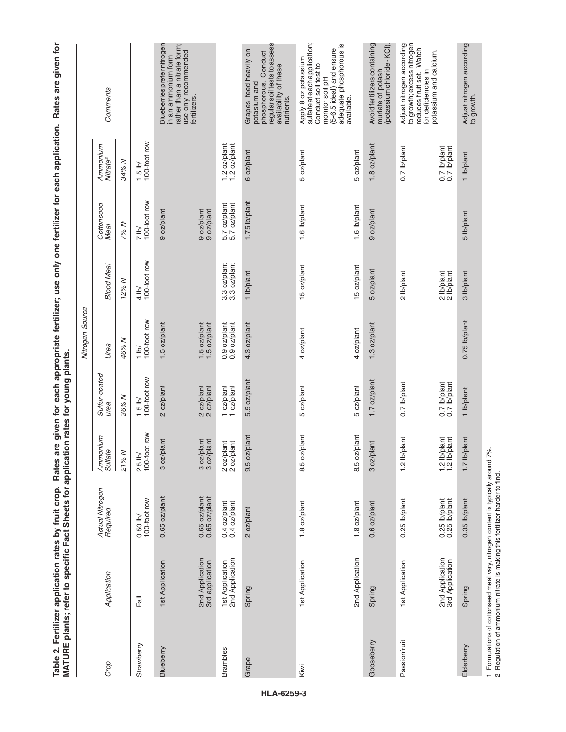**Table 2. Fertilizer application rates by fruit crop. Rates are given for each appropriate fertilizer; use only one fertilizer for each application. Rates are given for MATURE plants; refer to specific Fact Sheets for application rates for young plants.**

| Crop | Application | Actual Nitrogen Required | Nitrogen Source | | | | | | Comments |
|---|---|---|---|---|---|---|---|---|---|
| | | | Ammonium Sulfate | Sulfur-coated urea | Urea | Blood Meal | Cottonseed Meal | Ammonium Nitrate[2] | |
| | | | 21% N | 36% N | 46% N | 12% N | 7% N[1] | 34% N | |
| Strawberry | Fall | 0.50 lb/ 100-foot row | 2.5 lb/ 100-foot row | 1.5 lb/ 100-foot row | 1 lb/ 100-foot row | 4 lb/ 100-foot row | 7 lb/ 100-foot row | 1.5 lb/ 100-foot row | |
| Blueberry | 1st Application | 0.65 oz/plant | 3 oz/plant | 2 oz/plant | 1.5 oz/plant | | 9 oz/plant | | Blueberries prefer nitrogen in an ammonium form rather than a nitrate form; use only recommended fertilizers. |
| | 2nd Application<br>3rd application | 0.65 oz/plant<br>0.65 oz/plant | 3 oz/plant<br>3 oz/plant | 2 oz/plant<br>2 oz/plant | 1.5 oz/plant<br>1.5 oz/plant | | 9 oz/plant<br>9 oz/plant | | |
| Brambles | 1st Application<br>2nd Application | 0.4 oz/plant<br>0.4 oz/plant | 2 oz/plant<br>2 oz/plant | 1 oz/plant<br>1 oz/plant | 0.9 oz/plant<br>0.9 oz/plant | 3.3 oz/plant<br>3.3 oz/plant | 5.7 oz/plant<br>5.7 oz/plant | 1.2 oz/plant<br>1.2 oz/plant | |
| Grape | Spring | 2 oz/plant | 9.5 oz/plant | 5.5 oz/plant | 4.3 oz/plant | 1 lb/plant | 1.75 lb/plant | 6 oz/plant | Grapes feed heavily on potasium and phosphorous. Conduct regular soil tests to assess availability of these nutrients. |
| Kiwi | 1st Application | 1.8 oz/plant | 8.5 oz/plant | 5 oz/plant | 4 oz/plant | 15 oz/plant | 1.6 lb/plant | 5 oz/plant | Apply 8 oz potassium sulfate at each application; Conduct soil test to monitor soil pH (5-6.5 ideal) and ensure adequate phosphorous is available. |
| | 2nd Application | 1.8 oz/plant | 8.5 oz/plant | 5 oz/plant | 4 oz/plant | 15 oz/plant | 1.6 lb/plant | 5 oz/plant | |
| Gooseberry | Spring | 0.6 oz/plant | 3 oz/plant | 1.7 oz/plant | 1.3 oz/plant | 5 oz/plant | 9 oz/plant | 1.8 oz/plant | Avoid fertilizers containing muriate of potash (potassium chloride - KCl). |
| Passionfruit | 1st Application | 0.25 lb/plant | 1.2 lb/plant | 0.7 lb/plant | | 2 lb/plant | | 0.7 lb/plant | Adjust nitrogen according to growth; excess nitrogen reduces fruit set. Watch for deficiencies in potassium and calcium. |
| | 2nd Application<br>3rd Application | 0.25 lb/plant<br>0.25 lb/plant | 1.2 lb/plant<br>1.2 lb/plant | 0.7 lb/plant<br>0.7 lb/plant | | 2 lb/plant<br>2 lb/plant | | 0.7 lb/plant<br>0.7 lb/plant | |
| Elderberry | Spring | 0.35 lb/plant | 1.7 lb/plant | 1 lb/plant | 0.75 lb/plant | 3 lb/plant | 5 lb/plant | 1 lb/plant | Adjust nitrogen according to growth. |

1 Formulations of cottonseed meal vary, nitrogen content is typically around 7%.
2 Regulation of ammonium nitrate is making this fertilizer harder to find.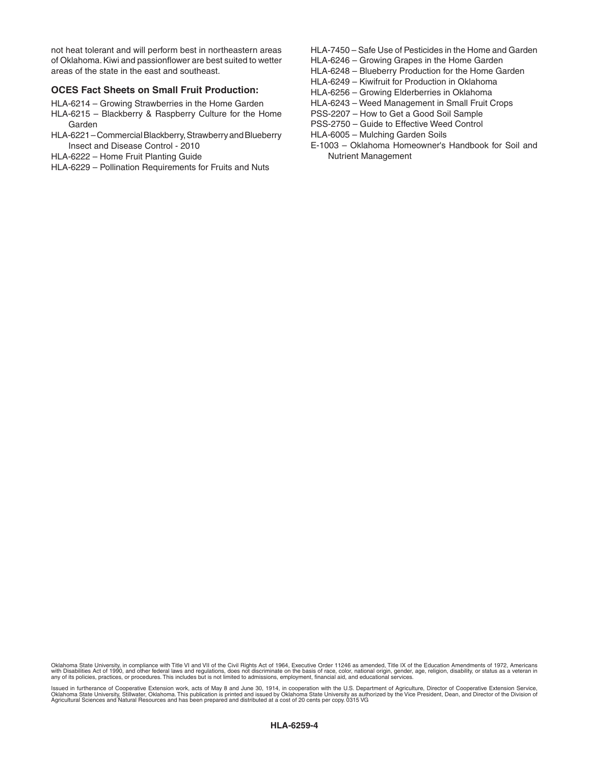not heat tolerant and will perform best in northeastern areas of Oklahoma. Kiwi and passionflower are best suited to wetter areas of the state in the east and southeast.

### OCES Fact Sheets on Small Fruit Production:

- HLA-6214 – Growing Strawberries in the Home Garden
- HLA-6215 – Blackberry & Raspberry Culture for the Home Garden
- HLA-6221 – Commercial Blackberry, Strawberry and Blueberry Insect and Disease Control - 2010
- HLA-6222 – Home Fruit Planting Guide
- HLA-6229 – Pollination Requirements for Fruits and Nuts
- HLA-7450 – Safe Use of Pesticides in the Home and Garden
- HLA-6246 – Growing Grapes in the Home Garden
- HLA-6248 – Blueberry Production for the Home Garden
- HLA-6249 – Kiwifruit for Production in Oklahoma
- HLA-6256 – Growing Elderberries in Oklahoma
- HLA-6243 – Weed Management in Small Fruit Crops
- PSS-2207 – How to Get a Good Soil Sample
- PSS-2750 – Guide to Effective Weed Control
- HLA-6005 – Mulching Garden Soils
- E-1003 – Oklahoma Homeowner's Handbook for Soil and Nutrient Management

Oklahoma State University, in compliance with Title VI and VII of the Civil Rights Act of 1964, Executive Order 11246 as amended, Title IX of the Education Amendments of 1972, Americans with Disabilities Act of 1990, and other federal laws and regulations, does not discriminate on the basis of race, color, national origin, gender, age, religion, disability, or status as a veteran in any of its policies, practices, or procedures. This includes but is not limited to admissions, employment, financial aid, and educational services.

Issued in furtherance of Cooperative Extension work, acts of May 8 and June 30, 1914, in cooperation with the U.S. Department of Agriculture, Director of Cooperative Extension Service, Oklahoma State University, Stillwater, Oklahoma. This publication is printed and issued by Oklahoma State University as authorized by the Vice President, Dean, and Director of the Division of Agricultural Sciences and Natural Resources and has been prepared and distributed at a cost of 20 cents per copy. 0315 VG